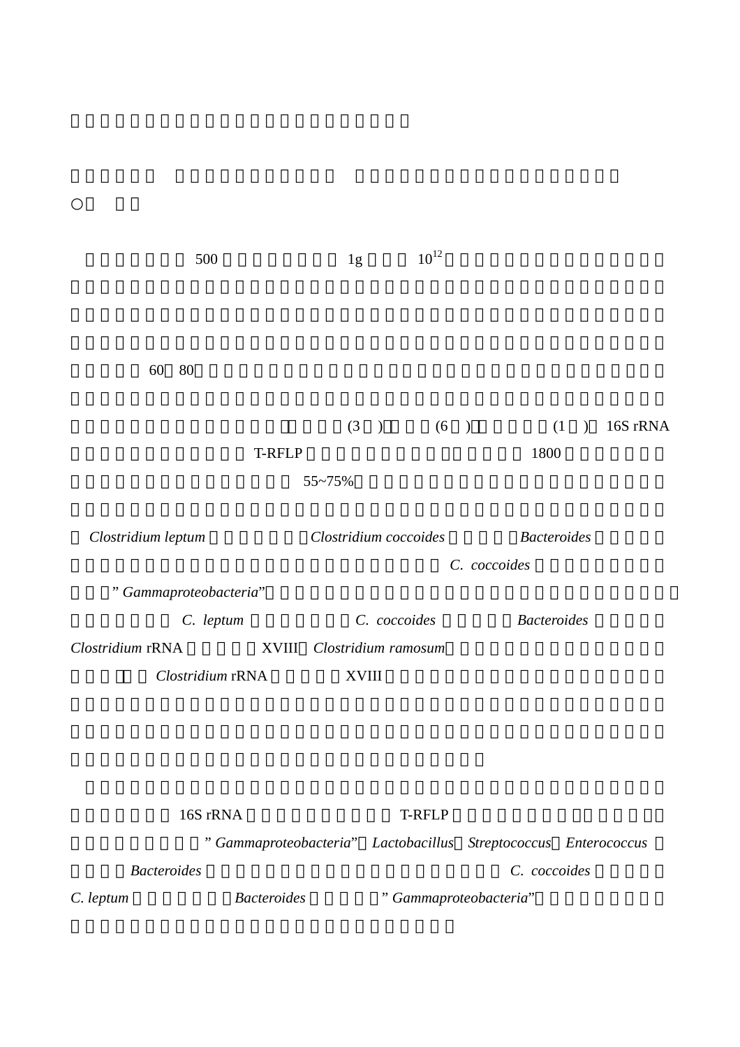○

500 1g $10^{12}$

60 80

(3 ) (6 ) (1 ) 16S rRNA

T-RFLP 1800

55~75%

*Clostridium leptum* *Clostridium coccoides* *Bacteroides*

*C. coccoides*

”*Gammaproteobacteria*”

*C. leptum* *C. coccoides* *Bacteroides*

*Clostridium* rRNA XVIII *Clostridium ramosum*

*Clostridium* rRNA XVIII

16S rRNA T-RFLP

”*Gammaproteobacteria*” *Lactobacillus* *Streptococcus* *Enterococcus*

*Bacteroides* *C. coccoides*

*C. leptum* *Bacteroides* ”*Gammaproteobacteria*”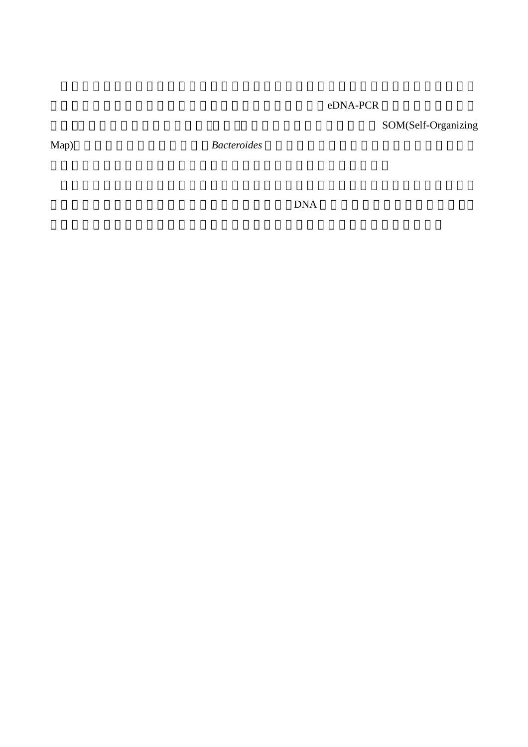eDNA-PCR

SOM(Self-Organizing Map) *Bacteroides*

DNA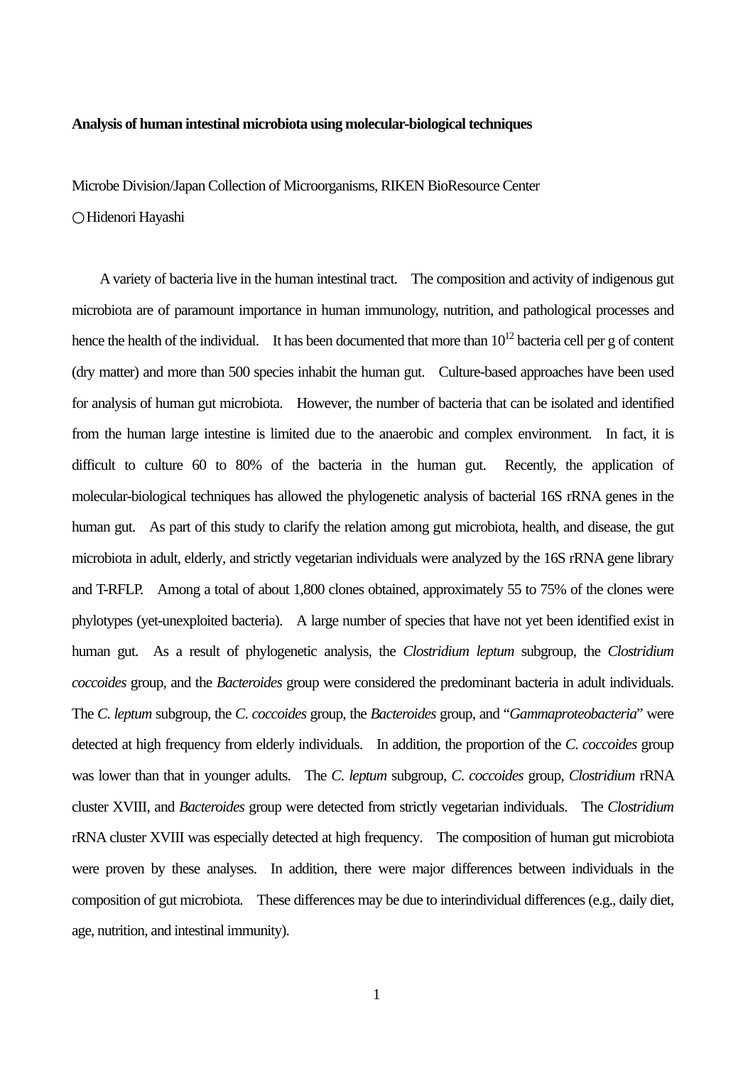**Analysis of human intestinal microbiota using molecular-biological techniques**

Microbe Division/Japan Collection of Microorganisms, RIKEN BioResource Center

○Hidenori Hayashi

A variety of bacteria live in the human intestinal tract. The composition and activity of indigenous gut microbiota are of paramount importance in human immunology, nutrition, and pathological processes and hence the health of the individual. It has been documented that more than $10^{12}$ bacteria cell per g of content (dry matter) and more than 500 species inhabit the human gut. Culture-based approaches have been used for analysis of human gut microbiota. However, the number of bacteria that can be isolated and identified from the human large intestine is limited due to the anaerobic and complex environment. In fact, it is difficult to culture 60 to 80% of the bacteria in the human gut. Recently, the application of molecular-biological techniques has allowed the phylogenetic analysis of bacterial 16S rRNA genes in the human gut. As part of this study to clarify the relation among gut microbiota, health, and disease, the gut microbiota in adult, elderly, and strictly vegetarian individuals were analyzed by the 16S rRNA gene library and T-RFLP. Among a total of about 1,800 clones obtained, approximately 55 to 75% of the clones were phylotypes (yet-unexploited bacteria). A large number of species that have not yet been identified exist in human gut. As a result of phylogenetic analysis, the *Clostridium leptum* subgroup, the *Clostridium coccoides* group, and the *Bacteroides* group were considered the predominant bacteria in adult individuals. The *C. leptum* subgroup, the *C. coccoides* group, the *Bacteroides* group, and "*Gammaproteobacteria*" were detected at high frequency from elderly individuals. In addition, the proportion of the *C. coccoides* group was lower than that in younger adults. The *C. leptum* subgroup, *C. coccoides* group, *Clostridium* rRNA cluster XVIII, and *Bacteroides* group were detected from strictly vegetarian individuals. The *Clostridium* rRNA cluster XVIII was especially detected at high frequency. The composition of human gut microbiota were proven by these analyses. In addition, there were major differences between individuals in the composition of gut microbiota. These differences may be due to interindividual differences (e.g., daily diet, age, nutrition, and intestinal immunity).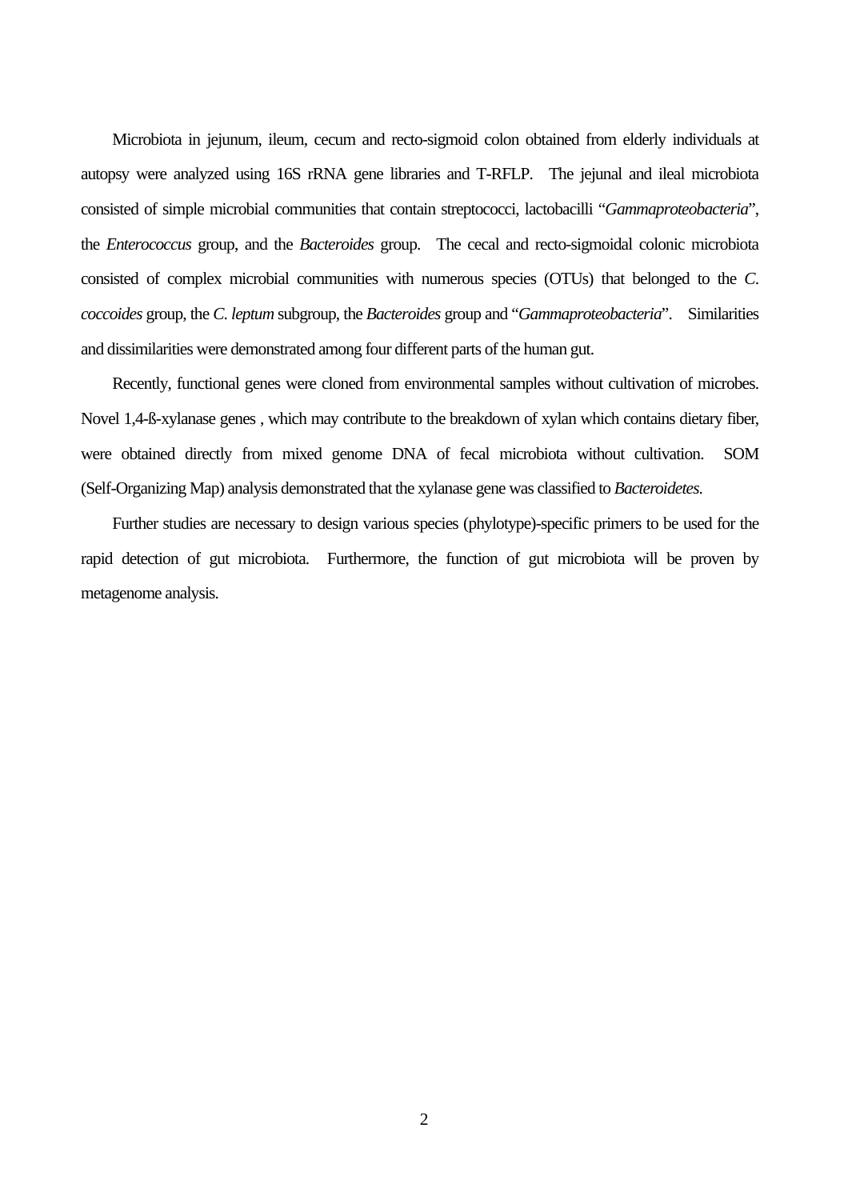Microbiota in jejunum, ileum, cecum and recto-sigmoid colon obtained from elderly individuals at autopsy were analyzed using 16S rRNA gene libraries and T-RFLP. The jejunal and ileal microbiota consisted of simple microbial communities that contain streptococci, lactobacilli "*Gammaproteobacteria*", the *Enterococcus* group, and the *Bacteroides* group. The cecal and recto-sigmoidal colonic microbiota consisted of complex microbial communities with numerous species (OTUs) that belonged to the *C. coccoides* group, the *C. leptum* subgroup, the *Bacteroides* group and "*Gammaproteobacteria*". Similarities and dissimilarities were demonstrated among four different parts of the human gut.

Recently, functional genes were cloned from environmental samples without cultivation of microbes. Novel 1,4-ß-xylanase genes , which may contribute to the breakdown of xylan which contains dietary fiber, were obtained directly from mixed genome DNA of fecal microbiota without cultivation. SOM (Self-Organizing Map) analysis demonstrated that the xylanase gene was classified to *Bacteroidetes.*

Further studies are necessary to design various species (phylotype)-specific primers to be used for the rapid detection of gut microbiota. Furthermore, the function of gut microbiota will be proven by metagenome analysis.